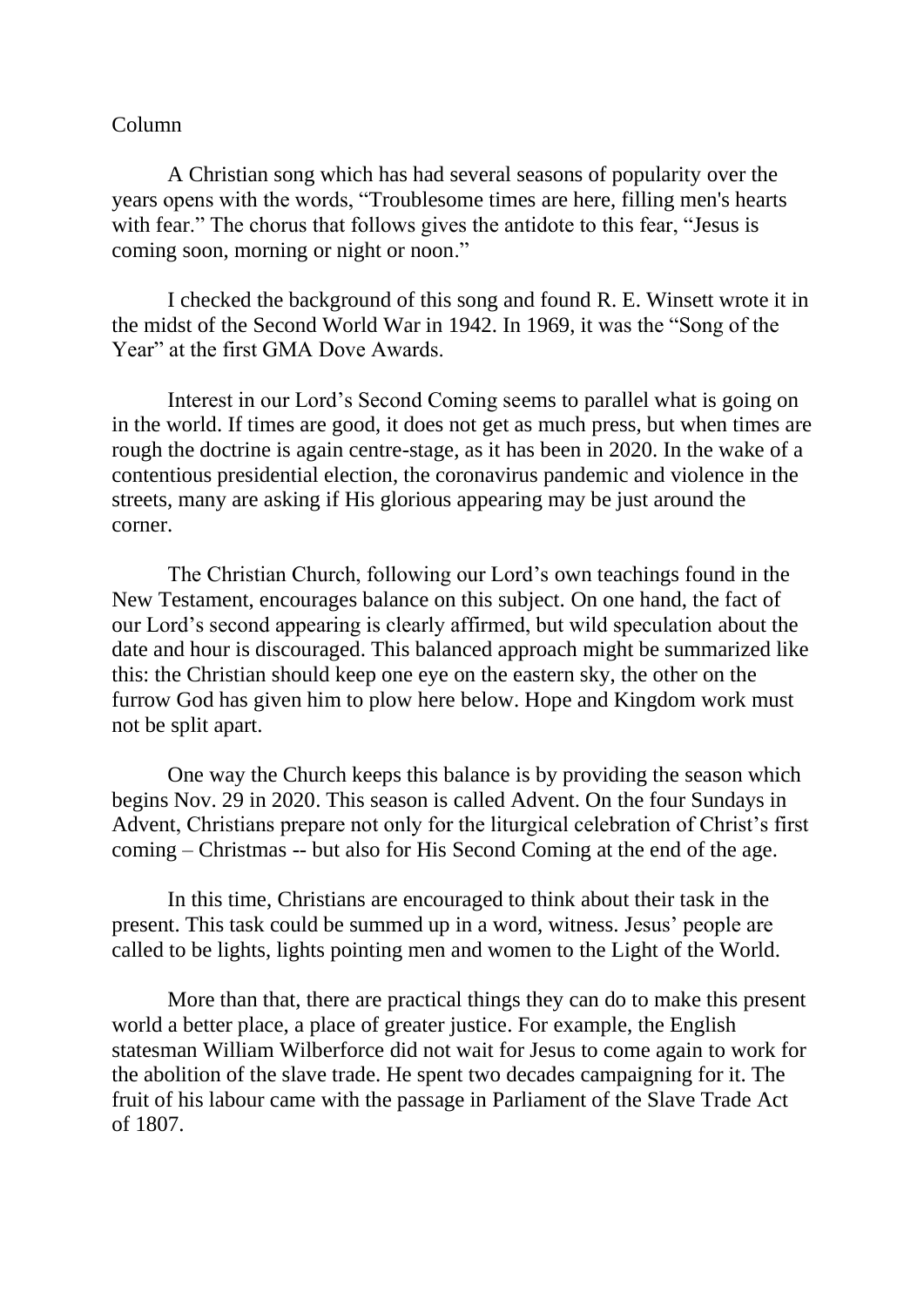Column

A Christian song which has had several seasons of popularity over the years opens with the words, "Troublesome times are here, filling men's hearts with fear." The chorus that follows gives the antidote to this fear, "Jesus is coming soon, morning or night or noon."

I checked the background of this song and found R. E. Winsett wrote it in the midst of the Second World War in 1942. In 1969, it was the "Song of the Year" at the first GMA Dove Awards.

Interest in our Lord's Second Coming seems to parallel what is going on in the world. If times are good, it does not get as much press, but when times are rough the doctrine is again centre-stage, as it has been in 2020. In the wake of a contentious presidential election, the coronavirus pandemic and violence in the streets, many are asking if His glorious appearing may be just around the corner.

The Christian Church, following our Lord's own teachings found in the New Testament, encourages balance on this subject. On one hand, the fact of our Lord's second appearing is clearly affirmed, but wild speculation about the date and hour is discouraged. This balanced approach might be summarized like this: the Christian should keep one eye on the eastern sky, the other on the furrow God has given him to plow here below. Hope and Kingdom work must not be split apart.

One way the Church keeps this balance is by providing the season which begins Nov. 29 in 2020. This season is called Advent. On the four Sundays in Advent, Christians prepare not only for the liturgical celebration of Christ's first coming – Christmas -- but also for His Second Coming at the end of the age.

In this time, Christians are encouraged to think about their task in the present. This task could be summed up in a word, witness. Jesus' people are called to be lights, lights pointing men and women to the Light of the World.

More than that, there are practical things they can do to make this present world a better place, a place of greater justice. For example, the English statesman William Wilberforce did not wait for Jesus to come again to work for the abolition of the slave trade. He spent two decades campaigning for it. The fruit of his labour came with the passage in Parliament of the Slave Trade Act of 1807.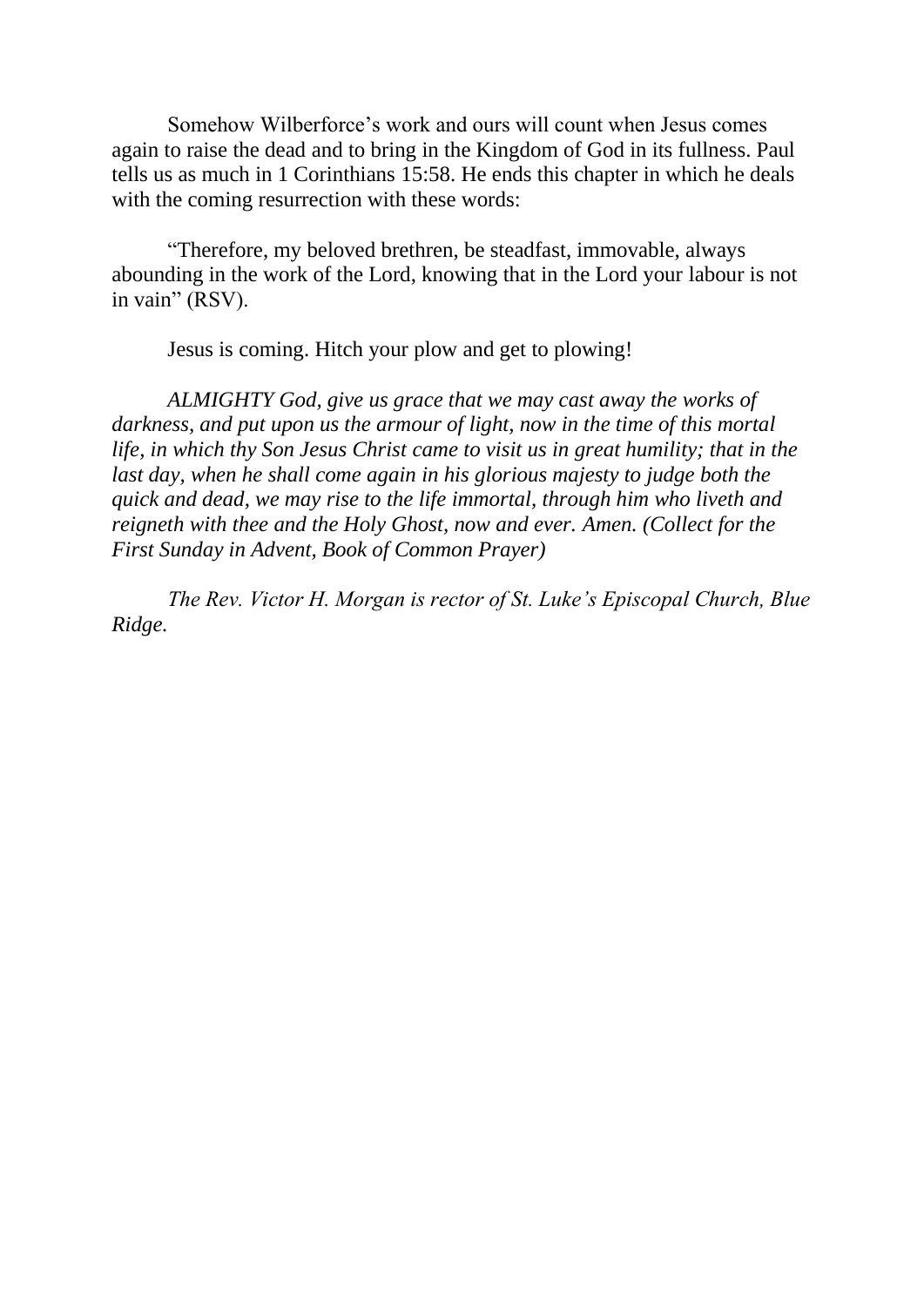Somehow Wilberforce's work and ours will count when Jesus comes again to raise the dead and to bring in the Kingdom of God in its fullness. Paul tells us as much in 1 Corinthians 15:58. He ends this chapter in which he deals with the coming resurrection with these words:

"Therefore, my beloved brethren, be steadfast, immovable, always abounding in the work of the Lord, knowing that in the Lord your labour is not in vain" (RSV).

Jesus is coming. Hitch your plow and get to plowing!

*ALMIGHTY God, give us grace that we may cast away the works of darkness, and put upon us the armour of light, now in the time of this mortal life, in which thy Son Jesus Christ came to visit us in great humility; that in the last day, when he shall come again in his glorious majesty to judge both the quick and dead, we may rise to the life immortal, through him who liveth and reigneth with thee and the Holy Ghost, now and ever. Amen. (Collect for the First Sunday in Advent, Book of Common Prayer)*

*The Rev. Victor H. Morgan is rector of St. Luke's Episcopal Church, Blue Ridge.*